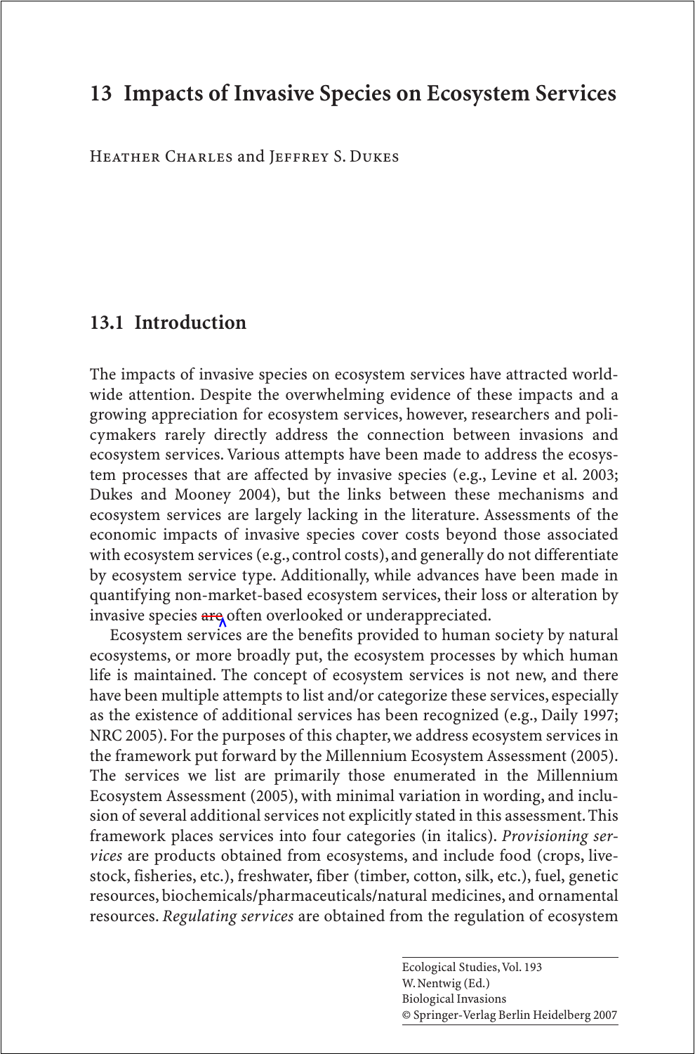# 13 Impacts of Invasive Species on Ecosystem Services

Heather Charles and Jeffrey S. Dukes

## 13.1 Introduction

The impacts of invasive species on ecosystem services have attracted worldwide attention. Despite the overwhelming evidence of these impacts and a growing appreciation for ecosystem services, however, researchers and policymakers rarely directly address the connection between invasions and ecosystem services. Various attempts have been made to address the ecosystem processes that are affected by invasive species (e.g., Levine et al. 2003; Dukes and Mooney 2004), but the links between these mechanisms and ecosystem services are largely lacking in the literature. Assessments of the economic impacts of invasive species cover costs beyond those associated with ecosystem services (e.g., control costs), and generally do not differentiate by ecosystem service type. Additionally, while advances have been made in quantifying non-market-based ecosystem services, their loss or alteration by invasive species are often overlooked or underappreciated.

Ecosystem services are the benefits provided to human society by natural ecosystems, or more broadly put, the ecosystem processes by which human life is maintained. The concept of ecosystem services is not new, and there have been multiple attempts to list and/or categorize these services, especially as the existence of additional services has been recognized (e.g., Daily 1997; NRC 2005). For the purposes of this chapter, we address ecosystem services in the framework put forward by the Millennium Ecosystem Assessment (2005). The services we list are primarily those enumerated in the Millennium Ecosystem Assessment (2005), with minimal variation in wording, and inclusion of several additional services not explicitly stated in this assessment. This framework places services into four categories (in italics). *Provisioning services* are products obtained from ecosystems, and include food (crops, livestock, fisheries, etc.), freshwater, fiber (timber, cotton, silk, etc.), fuel, genetic resources, biochemicals/pharmaceuticals/natural medicines, and ornamental resources. *Regulating services* are obtained from the regulation of ecosystem

Ecological Studies, Vol. 193
W. Nentwig (Ed.)
Biological Invasions
© Springer-Verlag Berlin Heidelberg 2007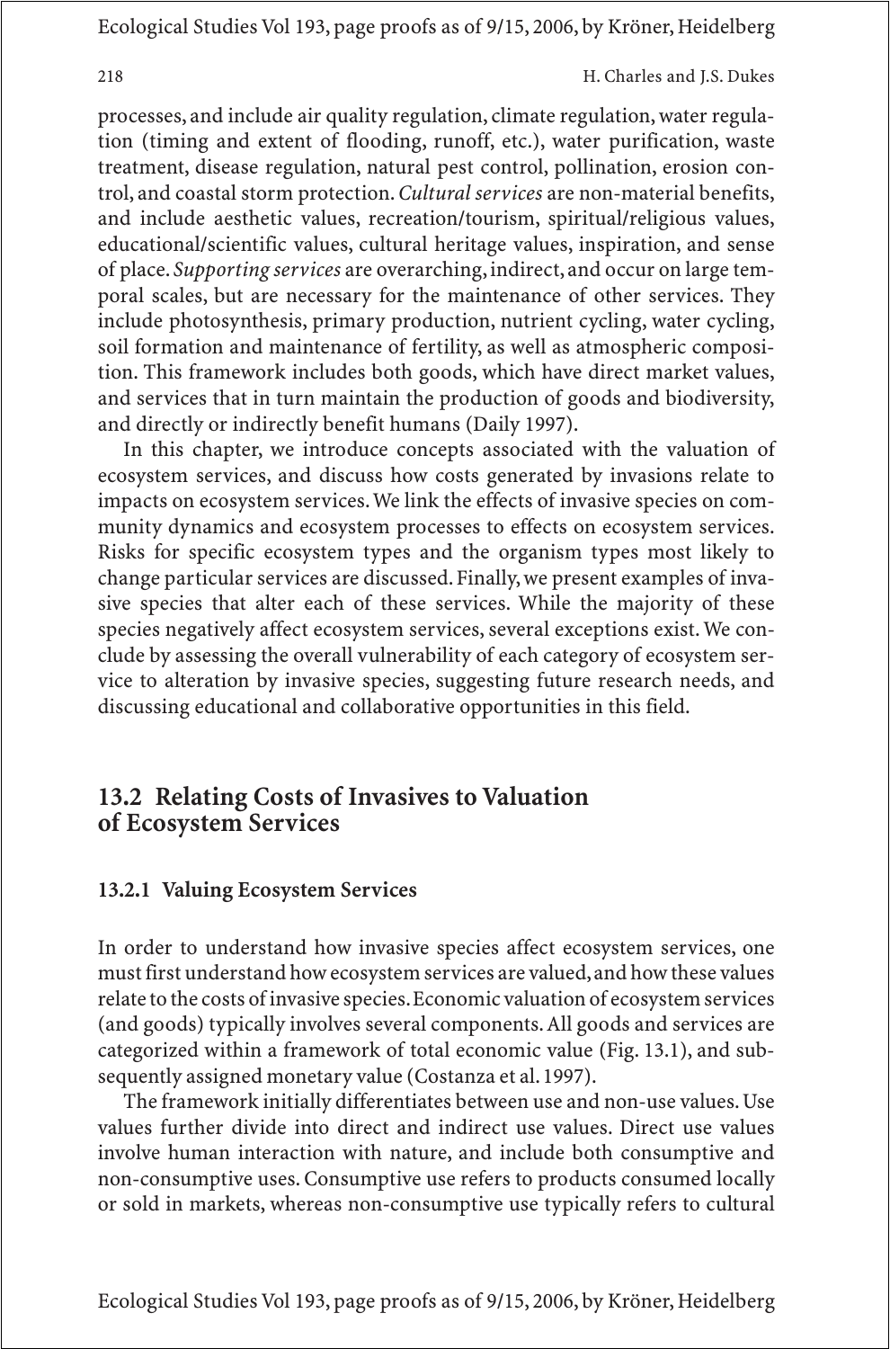processes, and include air quality regulation, climate regulation, water regulation (timing and extent of flooding, runoff, etc.), water purification, waste treatment, disease regulation, natural pest control, pollination, erosion control, and coastal storm protection. *Cultural services* are non-material benefits, and include aesthetic values, recreation/tourism, spiritual/religious values, educational/scientific values, cultural heritage values, inspiration, and sense of place. *Supporting services* are overarching, indirect, and occur on large temporal scales, but are necessary for the maintenance of other services. They include photosynthesis, primary production, nutrient cycling, water cycling, soil formation and maintenance of fertility, as well as atmospheric composition. This framework includes both goods, which have direct market values, and services that in turn maintain the production of goods and biodiversity, and directly or indirectly benefit humans (Daily 1997).

In this chapter, we introduce concepts associated with the valuation of ecosystem services, and discuss how costs generated by invasions relate to impacts on ecosystem services. We link the effects of invasive species on community dynamics and ecosystem processes to effects on ecosystem services. Risks for specific ecosystem types and the organism types most likely to change particular services are discussed. Finally, we present examples of invasive species that alter each of these services. While the majority of these species negatively affect ecosystem services, several exceptions exist. We conclude by assessing the overall vulnerability of each category of ecosystem service to alteration by invasive species, suggesting future research needs, and discussing educational and collaborative opportunities in this field.

## 13.2 Relating Costs of Invasives to Valuation of Ecosystem Services

### 13.2.1 Valuing Ecosystem Services

In order to understand how invasive species affect ecosystem services, one must first understand how ecosystem services are valued, and how these values relate to the costs of invasive species. Economic valuation of ecosystem services (and goods) typically involves several components. All goods and services are categorized within a framework of total economic value (Fig. 13.1), and subsequently assigned monetary value (Costanza et al. 1997).

The framework initially differentiates between use and non-use values. Use values further divide into direct and indirect use values. Direct use values involve human interaction with nature, and include both consumptive and non-consumptive uses. Consumptive use refers to products consumed locally or sold in markets, whereas non-consumptive use typically refers to cultural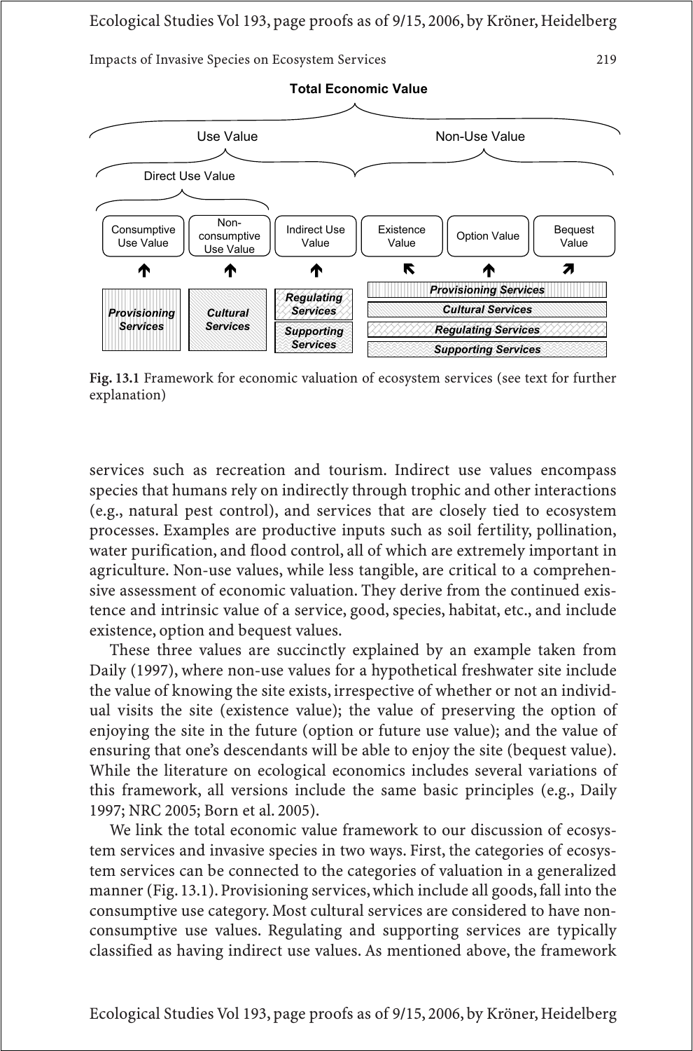**Total Economic Value**

| Use Value | | | Non-Use Value | | |
|---|---|---|---|---|---|
| Direct Use Value | | | | | |
| Consumptive Use Value | Non-consumptive Use Value | Indirect Use Value | Existence Value | Option Value | Bequest Value |
| ↑ | ↑ | ↑ | ↖ | ↑ | ↗ |
| ***Provisioning Services*** | ***Cultural Services*** | ***Regulating Services***; ***Supporting Services*** | ***Provisioning Services***; ***Cultural Services***; ***Regulating Services***; ***Supporting Services*** | | |

**Fig. 13.1** Framework for economic valuation of ecosystem services (see text for further explanation)

services such as recreation and tourism. Indirect use values encompass species that humans rely on indirectly through trophic and other interactions (e.g., natural pest control), and services that are closely tied to ecosystem processes. Examples are productive inputs such as soil fertility, pollination, water purification, and flood control, all of which are extremely important in agriculture. Non-use values, while less tangible, are critical to a comprehensive assessment of economic valuation. They derive from the continued existence and intrinsic value of a service, good, species, habitat, etc., and include existence, option and bequest values.

These three values are succinctly explained by an example taken from Daily (1997), where non-use values for a hypothetical freshwater site include the value of knowing the site exists, irrespective of whether or not an individual visits the site (existence value); the value of preserving the option of enjoying the site in the future (option or future use value); and the value of ensuring that one's descendants will be able to enjoy the site (bequest value). While the literature on ecological economics includes several variations of this framework, all versions include the same basic principles (e.g., Daily 1997; NRC 2005; Born et al. 2005).

We link the total economic value framework to our discussion of ecosystem services and invasive species in two ways. First, the categories of ecosystem services can be connected to the categories of valuation in a generalized manner (Fig. 13.1). Provisioning services, which include all goods, fall into the consumptive use category. Most cultural services are considered to have non-consumptive use values. Regulating and supporting services are typically classified as having indirect use values. As mentioned above, the framework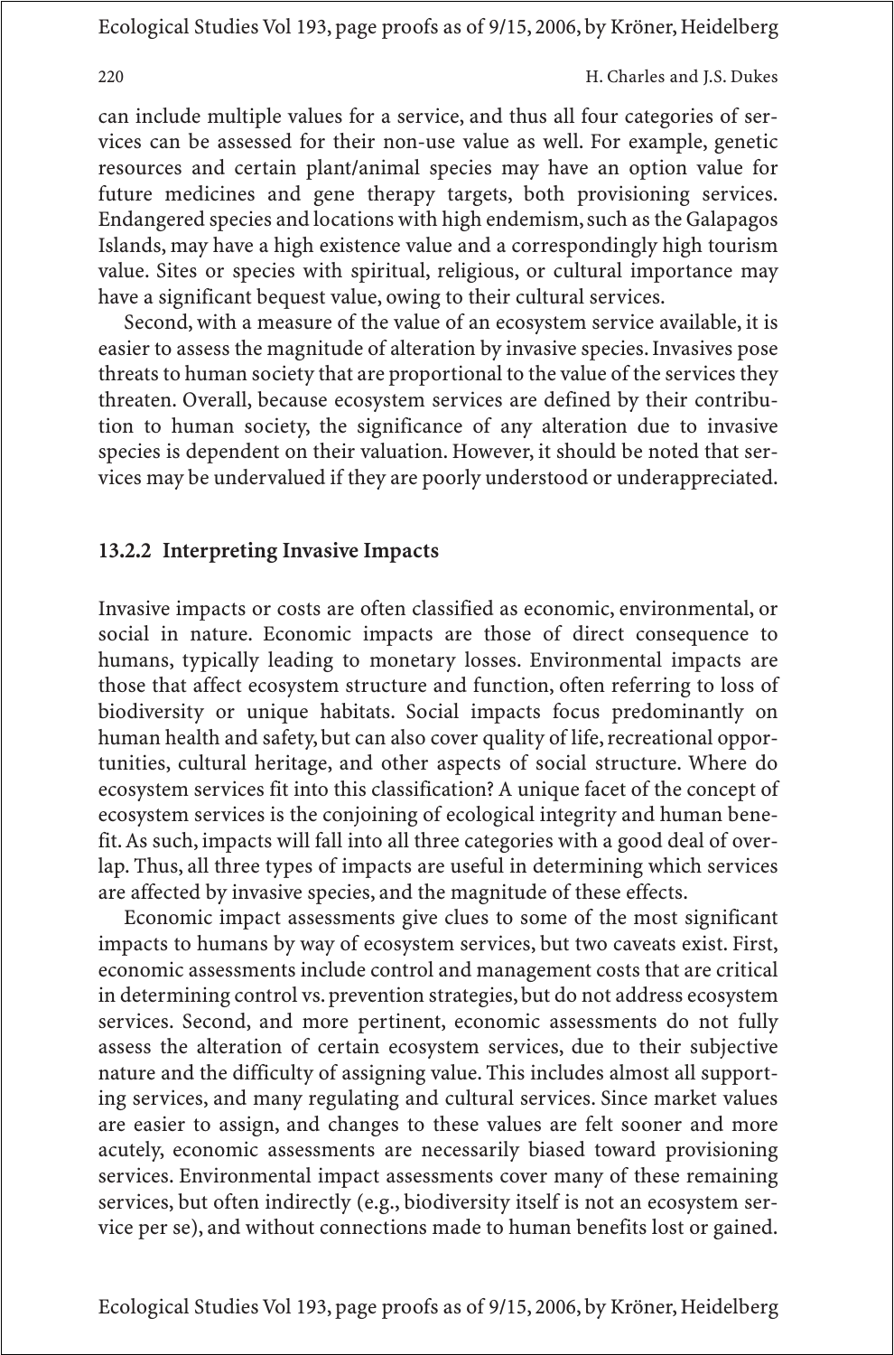can include multiple values for a service, and thus all four categories of services can be assessed for their non-use value as well. For example, genetic resources and certain plant/animal species may have an option value for future medicines and gene therapy targets, both provisioning services. Endangered species and locations with high endemism, such as the Galapagos Islands, may have a high existence value and a correspondingly high tourism value. Sites or species with spiritual, religious, or cultural importance may have a significant bequest value, owing to their cultural services.

Second, with a measure of the value of an ecosystem service available, it is easier to assess the magnitude of alteration by invasive species. Invasives pose threats to human society that are proportional to the value of the services they threaten. Overall, because ecosystem services are defined by their contribution to human society, the significance of any alteration due to invasive species is dependent on their valuation. However, it should be noted that services may be undervalued if they are poorly understood or underappreciated.

### 13.2.2 Interpreting Invasive Impacts

Invasive impacts or costs are often classified as economic, environmental, or social in nature. Economic impacts are those of direct consequence to humans, typically leading to monetary losses. Environmental impacts are those that affect ecosystem structure and function, often referring to loss of biodiversity or unique habitats. Social impacts focus predominantly on human health and safety, but can also cover quality of life, recreational opportunities, cultural heritage, and other aspects of social structure. Where do ecosystem services fit into this classification? A unique facet of the concept of ecosystem services is the conjoining of ecological integrity and human benefit. As such, impacts will fall into all three categories with a good deal of overlap. Thus, all three types of impacts are useful in determining which services are affected by invasive species, and the magnitude of these effects.

Economic impact assessments give clues to some of the most significant impacts to humans by way of ecosystem services, but two caveats exist. First, economic assessments include control and management costs that are critical in determining control vs. prevention strategies, but do not address ecosystem services. Second, and more pertinent, economic assessments do not fully assess the alteration of certain ecosystem services, due to their subjective nature and the difficulty of assigning value. This includes almost all supporting services, and many regulating and cultural services. Since market values are easier to assign, and changes to these values are felt sooner and more acutely, economic assessments are necessarily biased toward provisioning services. Environmental impact assessments cover many of these remaining services, but often indirectly (e.g., biodiversity itself is not an ecosystem service per se), and without connections made to human benefits lost or gained.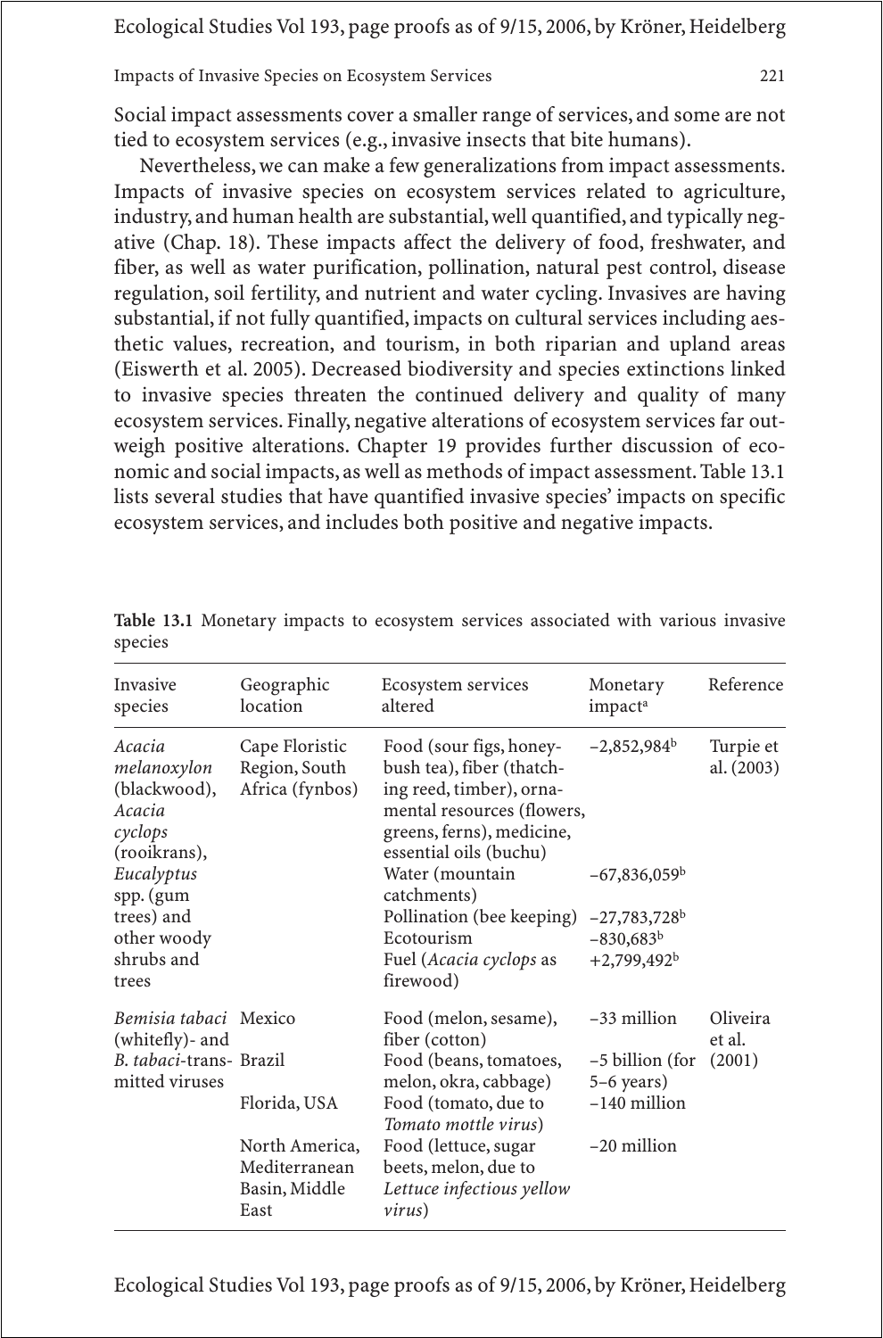Social impact assessments cover a smaller range of services, and some are not tied to ecosystem services (e.g., invasive insects that bite humans).

Nevertheless, we can make a few generalizations from impact assessments. Impacts of invasive species on ecosystem services related to agriculture, industry, and human health are substantial, well quantified, and typically negative (Chap. 18). These impacts affect the delivery of food, freshwater, and fiber, as well as water purification, pollination, natural pest control, disease regulation, soil fertility, and nutrient and water cycling. Invasives are having substantial, if not fully quantified, impacts on cultural services including aesthetic values, recreation, and tourism, in both riparian and upland areas (Eiswerth et al. 2005). Decreased biodiversity and species extinctions linked to invasive species threaten the continued delivery and quality of many ecosystem services. Finally, negative alterations of ecosystem services far outweigh positive alterations. Chapter 19 provides further discussion of economic and social impacts, as well as methods of impact assessment. Table 13.1 lists several studies that have quantified invasive species' impacts on specific ecosystem services, and includes both positive and negative impacts.

**Table 13.1** Monetary impacts to ecosystem services associated with various invasive species

| Invasive species | Geographic location | Ecosystem services altered | Monetary impact[a] | Reference |
|---|---|---|---|---|
| *Acacia melanoxylon* (blackwood), *Acacia cyclops* (rooikrans), *Eucalyptus* spp. (gum trees) and other woody shrubs and trees | Cape Floristic Region, South Africa (fynbos) | Food (sour figs, honeybush tea), fiber (thatching reed, timber), ornamental resources (flowers, greens, ferns), medicine, essential oils (buchu) | −2,852,984[b] | Turpie et al. (2003) |
| | | Water (mountain catchments) | −67,836,059[b] | |
| | | Pollination (bee keeping) | −27,783,728[b] | |
| | | Ecotourism | −830,683[b] | |
| | | Fuel (*Acacia cyclops* as firewood) | +2,799,492[b] | |
| *Bemisia tabaci* (whitefly)- and *B. tabaci*-transmitted viruses | Mexico | Food (melon, sesame), fiber (cotton) | −33 million | Oliveira et al. (2001) |
| | Brazil | Food (beans, tomatoes, melon, okra, cabbage) | −5 billion (for 5–6 years) | |
| | Florida, USA | Food (tomato, due to *Tomato mottle virus*) | −140 million | |
| | North America, Mediterranean Basin, Middle East | Food (lettuce, sugar beets, melon, due to *Lettuce infectious yellow virus*) | −20 million | |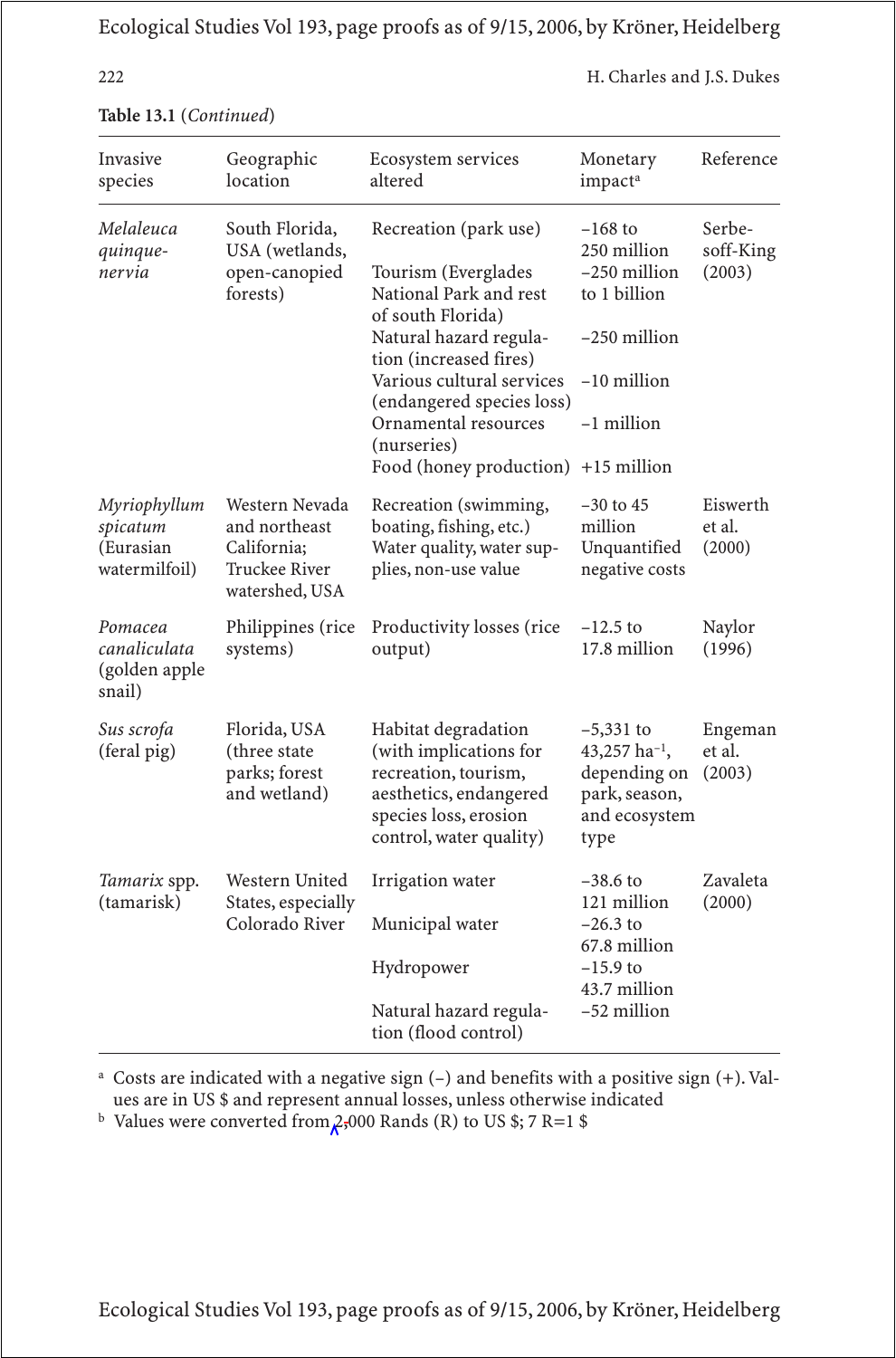**Table 13.1** (*Continued*)

| Invasive species | Geographic location | Ecosystem services altered | Monetary impact[a] | Reference |
|---|---|---|---|---|
| *Melaleuca quinquenervia* | South Florida, USA (wetlands, open-canopied forests) | Recreation (park use) | –168 to 250 million | Serbesoff-King (2003) |
| | | Tourism (Everglades National Park and rest of south Florida) | –250 million to 1 billion | |
| | | Natural hazard regulation (increased fires) | –250 million | |
| | | Various cultural services (endangered species loss) | –10 million | |
| | | Ornamental resources (nurseries) | –1 million | |
| | | Food (honey production) | +15 million | |
| *Myriophyllum spicatum* (Eurasian watermilfoil) | Western Nevada and northeast California; Truckee River watershed, USA | Recreation (swimming, boating, fishing, etc.) | –30 to 45 million | Eiswerth et al. (2000) |
| | | Water quality, water supplies, non-use value | Unquantified negative costs | |
| *Pomacea canaliculata* (golden apple snail) | Philippines (rice systems) | Productivity losses (rice output) | –12.5 to 17.8 million | Naylor (1996) |
| *Sus scrofa* (feral pig) | Florida, USA (three state parks; forest and wetland) | Habitat degradation (with implications for recreation, tourism, aesthetics, endangered species loss, erosion control, water quality) | –5,331 to 43,257 $ha^{-1}$, depending on park, season, and ecosystem type | Engeman et al. (2003) |
| *Tamarix* spp. (tamarisk) | Western United States, especially Colorado River | Irrigation water | –38.6 to 121 million | Zavaleta (2000) |
| | | Municipal water | –26.3 to 67.8 million | |
| | | Hydropower | –15.9 to 43.7 million | |
| | | Natural hazard regulation (flood control) | –52 million | |

[a] Costs are indicated with a negative sign (–) and benefits with a positive sign (+). Values are in US $ and represent annual losses, unless otherwise indicated

[b] Values were converted from 2,000 Rands (R) to US $; 7 R=1 $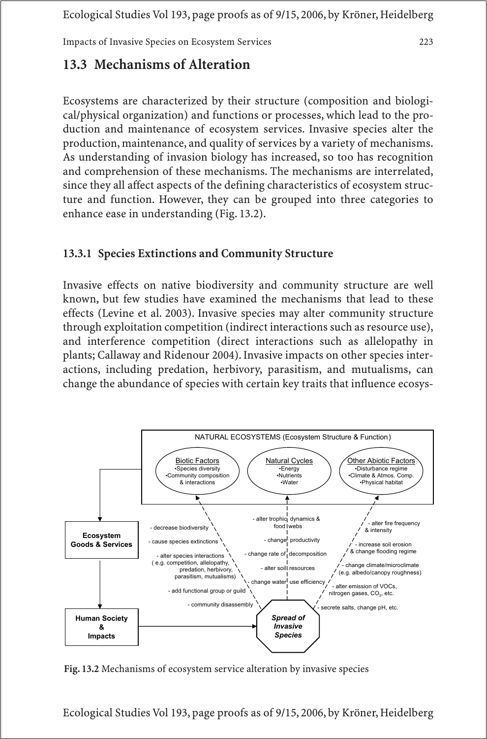## 13.3 Mechanisms of Alteration

Ecosystems are characterized by their structure (composition and biological/physical organization) and functions or processes, which lead to the production and maintenance of ecosystem services. Invasive species alter the production, maintenance, and quality of services by a variety of mechanisms. As understanding of invasion biology has increased, so too has recognition and comprehension of these mechanisms. The mechanisms are interrelated, since they all affect aspects of the defining characteristics of ecosystem structure and function. However, they can be grouped into three categories to enhance ease in understanding (Fig. 13.2).

### 13.3.1 Species Extinctions and Community Structure

Invasive effects on native biodiversity and community structure are well known, but few studies have examined the mechanisms that lead to these effects (Levine et al. 2003). Invasive species may alter community structure through exploitation competition (indirect interactions such as resource use), and interference competition (direct interactions such as allelopathy in plants; Callaway and Ridenour 2004). Invasive impacts on other species interactions, including predation, herbivory, parasitism, and mutualisms, can change the abundance of species with certain key traits that influence ecosys-

NATURAL ECOSYSTEMS (Ecosystem Structure & Function)

- Biotic Factors: •Species diversity •Community composition & interactions
- Natural Cycles: •Energy •Nutrients •Water
- Other Abiotic Factors: •Disturbance regime •Climate & Atmos. Comp. •Physical habitat

Ecosystem Goods & Services → Human Society & Impacts → Spread of Invasive Species

Biotic factors:
- decrease biodiversity
- cause species extinctions
- alter species interactions ( e.g. competition, allelopathy, predation, herbivory, parasitism, mutualisms)
- add functional group or guild
- community disassembly

Natural cycles:
- alter trophic dynamics & food webs
- change productivity
- change rate of decomposition
- alter soil resources
- change water use efficiency

Other abiotic factors:
- alter fire frequency & intensity
- increase soil erosion & change flooding regime
- change climate/microclimate (e.g. albedo/canopy roughness)
- alter emission of VOCs, nitrogen gases, $CO_2$, etc.
- secrete salts, change pH, etc.

**Fig. 13.2** Mechanisms of ecosystem service alteration by invasive species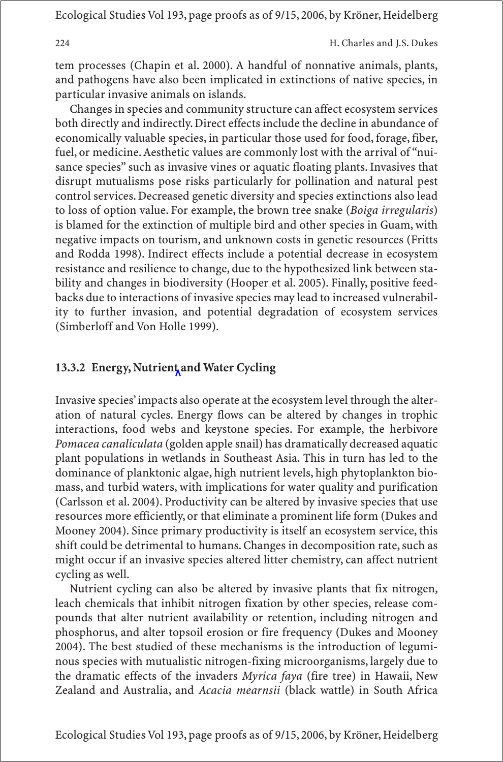tem processes (Chapin et al. 2000). A handful of nonnative animals, plants, and pathogens have also been implicated in extinctions of native species, in particular invasive animals on islands.

Changes in species and community structure can affect ecosystem services both directly and indirectly. Direct effects include the decline in abundance of economically valuable species, in particular those used for food, forage, fiber, fuel, or medicine. Aesthetic values are commonly lost with the arrival of "nuisance species" such as invasive vines or aquatic floating plants. Invasives that disrupt mutualisms pose risks particularly for pollination and natural pest control services. Decreased genetic diversity and species extinctions also lead to loss of option value. For example, the brown tree snake (*Boiga irregularis*) is blamed for the extinction of multiple bird and other species in Guam, with negative impacts on tourism, and unknown costs in genetic resources (Fritts and Rodda 1998). Indirect effects include a potential decrease in ecosystem resistance and resilience to change, due to the hypothesized link between stability and changes in biodiversity (Hooper et al. 2005). Finally, positive feedbacks due to interactions of invasive species may lead to increased vulnerability to further invasion, and potential degradation of ecosystem services (Simberloff and Von Holle 1999).

### 13.3.2 Energy, Nutrient and Water Cycling

Invasive species' impacts also operate at the ecosystem level through the alteration of natural cycles. Energy flows can be altered by changes in trophic interactions, food webs and keystone species. For example, the herbivore *Pomacea canaliculata* (golden apple snail) has dramatically decreased aquatic plant populations in wetlands in Southeast Asia. This in turn has led to the dominance of planktonic algae, high nutrient levels, high phytoplankton biomass, and turbid waters, with implications for water quality and purification (Carlsson et al. 2004). Productivity can be altered by invasive species that use resources more efficiently, or that eliminate a prominent life form (Dukes and Mooney 2004). Since primary productivity is itself an ecosystem service, this shift could be detrimental to humans. Changes in decomposition rate, such as might occur if an invasive species altered litter chemistry, can affect nutrient cycling as well.

Nutrient cycling can also be altered by invasive plants that fix nitrogen, leach chemicals that inhibit nitrogen fixation by other species, release compounds that alter nutrient availability or retention, including nitrogen and phosphorus, and alter topsoil erosion or fire frequency (Dukes and Mooney 2004). The best studied of these mechanisms is the introduction of leguminous species with mutualistic nitrogen-fixing microorganisms, largely due to the dramatic effects of the invaders *Myrica faya* (fire tree) in Hawaii, New Zealand and Australia, and *Acacia mearnsii* (black wattle) in South Africa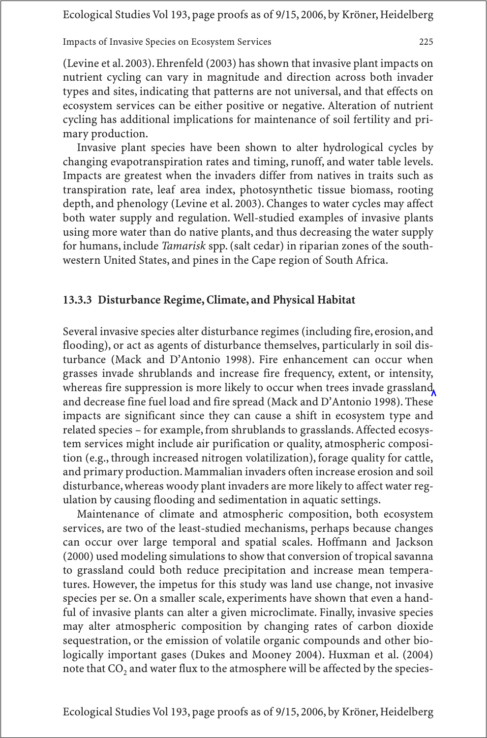(Levine et al. 2003). Ehrenfeld (2003) has shown that invasive plant impacts on nutrient cycling can vary in magnitude and direction across both invader types and sites, indicating that patterns are not universal, and that effects on ecosystem services can be either positive or negative. Alteration of nutrient cycling has additional implications for maintenance of soil fertility and primary production.

Invasive plant species have been shown to alter hydrological cycles by changing evapotranspiration rates and timing, runoff, and water table levels. Impacts are greatest when the invaders differ from natives in traits such as transpiration rate, leaf area index, photosynthetic tissue biomass, rooting depth, and phenology (Levine et al. 2003). Changes to water cycles may affect both water supply and regulation. Well-studied examples of invasive plants using more water than do native plants, and thus decreasing the water supply for humans, include *Tamarisk* spp. (salt cedar) in riparian zones of the southwestern United States, and pines in the Cape region of South Africa.

### 13.3.3 Disturbance Regime, Climate, and Physical Habitat

Several invasive species alter disturbance regimes (including fire, erosion, and flooding), or act as agents of disturbance themselves, particularly in soil disturbance (Mack and D'Antonio 1998). Fire enhancement can occur when grasses invade shrublands and increase fire frequency, extent, or intensity, whereas fire suppression is more likely to occur when trees invade grassland and decrease fine fuel load and fire spread (Mack and D'Antonio 1998). These impacts are significant since they can cause a shift in ecosystem type and related species – for example, from shrublands to grasslands. Affected ecosystem services might include air purification or quality, atmospheric composition (e.g., through increased nitrogen volatilization), forage quality for cattle, and primary production. Mammalian invaders often increase erosion and soil disturbance, whereas woody plant invaders are more likely to affect water regulation by causing flooding and sedimentation in aquatic settings.

Maintenance of climate and atmospheric composition, both ecosystem services, are two of the least-studied mechanisms, perhaps because changes can occur over large temporal and spatial scales. Hoffmann and Jackson (2000) used modeling simulations to show that conversion of tropical savanna to grassland could both reduce precipitation and increase mean temperatures. However, the impetus for this study was land use change, not invasive species per se. On a smaller scale, experiments have shown that even a handful of invasive plants can alter a given microclimate. Finally, invasive species may alter atmospheric composition by changing rates of carbon dioxide sequestration, or the emission of volatile organic compounds and other biologically important gases (Dukes and Mooney 2004). Huxman et al. (2004) note that $CO_2$ and water flux to the atmosphere will be affected by the species-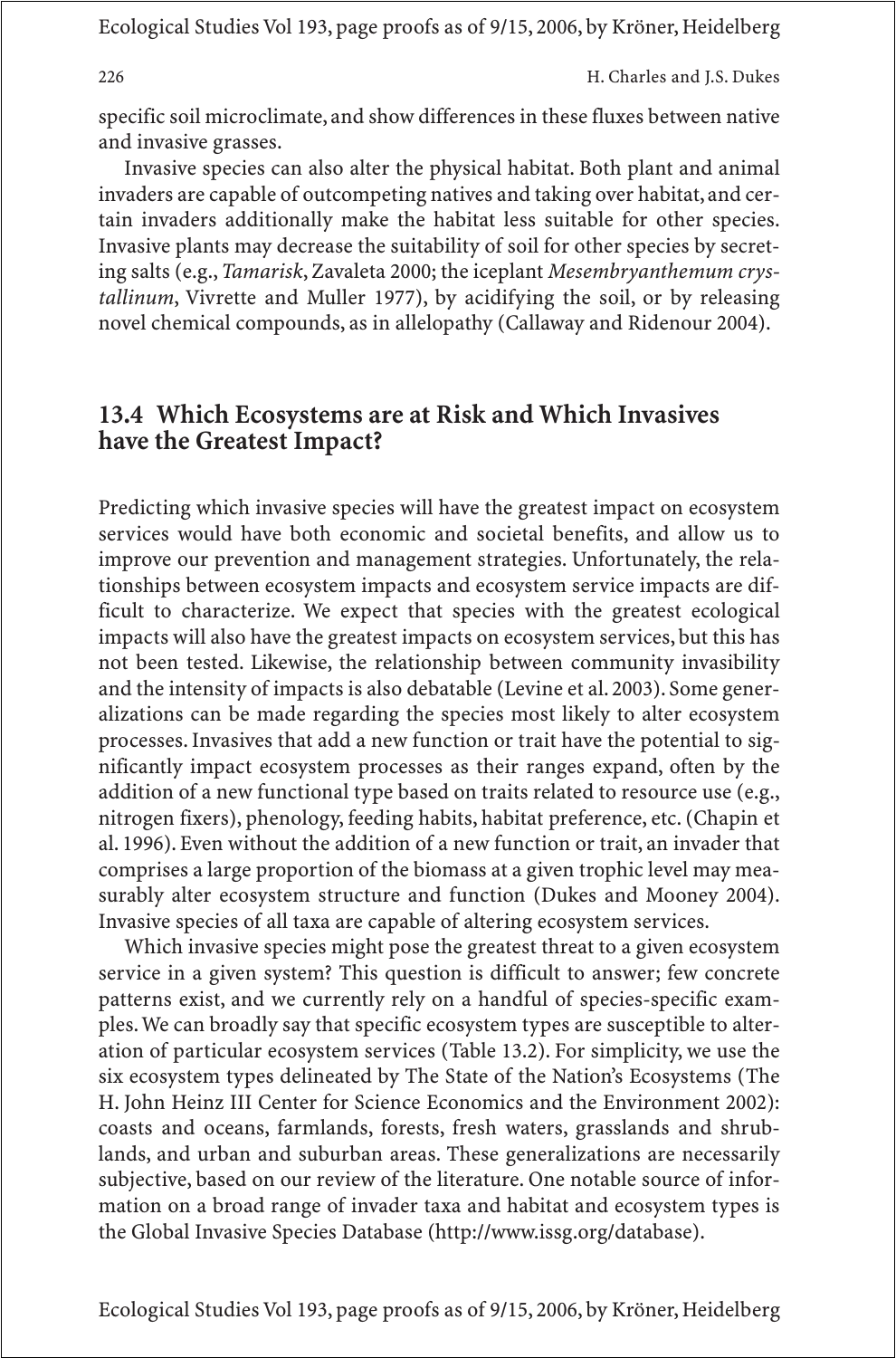specific soil microclimate, and show differences in these fluxes between native and invasive grasses.

Invasive species can also alter the physical habitat. Both plant and animal invaders are capable of outcompeting natives and taking over habitat, and certain invaders additionally make the habitat less suitable for other species. Invasive plants may decrease the suitability of soil for other species by secreting salts (e.g., *Tamarisk*, Zavaleta 2000; the iceplant *Mesembryanthemum crystallinum*, Vivrette and Muller 1977), by acidifying the soil, or by releasing novel chemical compounds, as in allelopathy (Callaway and Ridenour 2004).

## 13.4 Which Ecosystems are at Risk and Which Invasives have the Greatest Impact?

Predicting which invasive species will have the greatest impact on ecosystem services would have both economic and societal benefits, and allow us to improve our prevention and management strategies. Unfortunately, the relationships between ecosystem impacts and ecosystem service impacts are difficult to characterize. We expect that species with the greatest ecological impacts will also have the greatest impacts on ecosystem services, but this has not been tested. Likewise, the relationship between community invasibility and the intensity of impacts is also debatable (Levine et al. 2003). Some generalizations can be made regarding the species most likely to alter ecosystem processes. Invasives that add a new function or trait have the potential to significantly impact ecosystem processes as their ranges expand, often by the addition of a new functional type based on traits related to resource use (e.g., nitrogen fixers), phenology, feeding habits, habitat preference, etc. (Chapin et al. 1996). Even without the addition of a new function or trait, an invader that comprises a large proportion of the biomass at a given trophic level may measurably alter ecosystem structure and function (Dukes and Mooney 2004). Invasive species of all taxa are capable of altering ecosystem services.

Which invasive species might pose the greatest threat to a given ecosystem service in a given system? This question is difficult to answer; few concrete patterns exist, and we currently rely on a handful of species-specific examples. We can broadly say that specific ecosystem types are susceptible to alteration of particular ecosystem services (Table 13.2). For simplicity, we use the six ecosystem types delineated by The State of the Nation's Ecosystems (The H. John Heinz III Center for Science Economics and the Environment 2002): coasts and oceans, farmlands, forests, fresh waters, grasslands and shrublands, and urban and suburban areas. These generalizations are necessarily subjective, based on our review of the literature. One notable source of information on a broad range of invader taxa and habitat and ecosystem types is the Global Invasive Species Database (http://www.issg.org/database).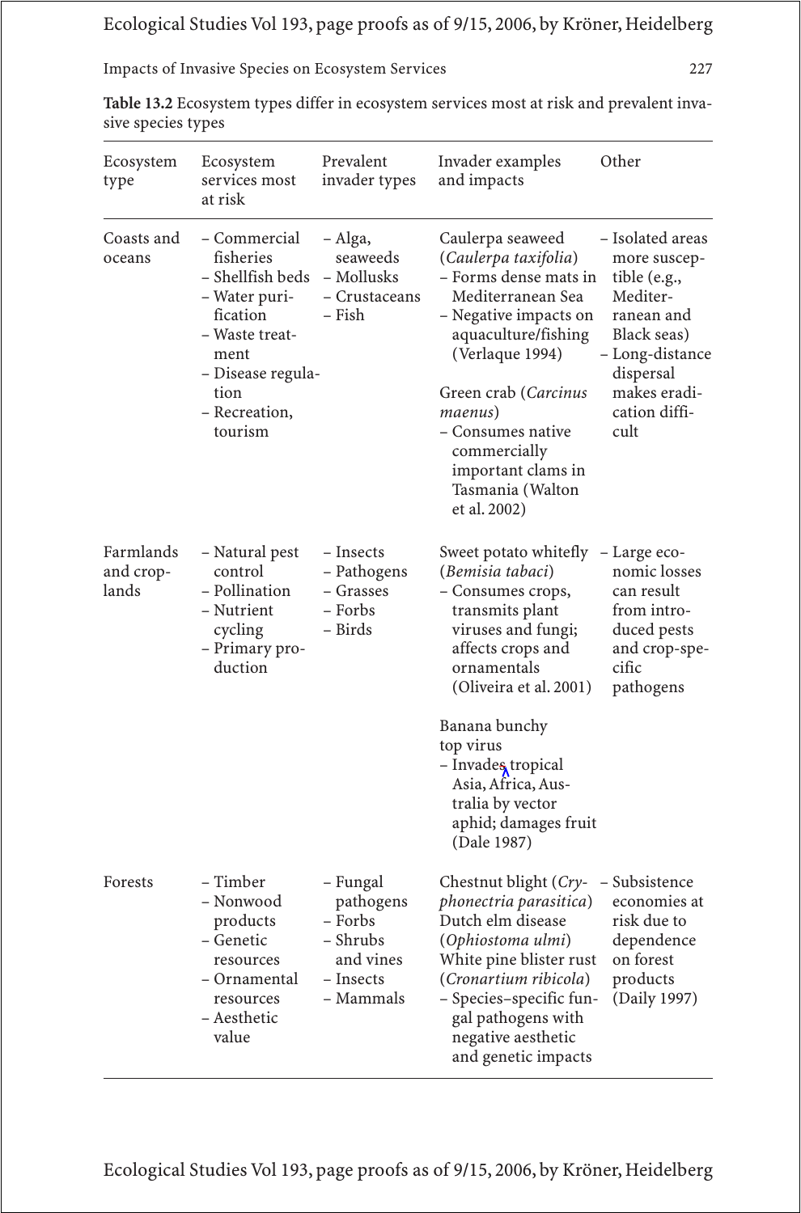**Table 13.2** Ecosystem types differ in ecosystem services most at risk and prevalent invasive species types

| Ecosystem type | Ecosystem services most at risk | Prevalent invader types | Invader examples and impacts | Other |
|---|---|---|---|---|
| Coasts and oceans | – Commercial fisheries<br>– Shellfish beds<br>– Water purification<br>– Waste treatment<br>– Disease regulation<br>– Recreation, tourism | – Alga, seaweeds<br>– Mollusks<br>– Crustaceans<br>– Fish | Caulerpa seaweed (*Caulerpa taxifolia*)<br>– Forms dense mats in Mediterranean Sea<br>– Negative impacts on aquaculture/fishing (Verlaque 1994)<br><br>Green crab (*Carcinus maenus*)<br>– Consumes native commercially important clams in Tasmania (Walton et al. 2002) | – Isolated areas more susceptible (e.g., Mediterranean and Black seas)<br>– Long-distance dispersal makes eradication difficult |
| Farmlands and croplands | – Natural pest control<br>– Pollination<br>– Nutrient cycling<br>– Primary production | – Insects<br>– Pathogens<br>– Grasses<br>– Forbs<br>– Birds | Sweet potato whitefly (*Bemisia tabaci*)<br>– Consumes crops, transmits plant viruses and fungi; affects crops and ornamentals (Oliveira et al. 2001)<br><br>Banana bunchy top virus<br>– Invades tropical Asia, Africa, Australia by vector aphid; damages fruit (Dale 1987) | – Large economic losses can result from introduced pests and crop-specific pathogens |
| Forests | – Timber<br>– Nonwood products<br>– Genetic resources<br>– Ornamental resources<br>– Aesthetic value | – Fungal pathogens<br>– Forbs<br>– Shrubs and vines<br>– Insects<br>– Mammals | Chestnut blight (*Cryphonectria parasitica*)<br>Dutch elm disease (*Ophiostoma ulmi*)<br>White pine blister rust (*Cronartium ribicola*)<br>– Species–specific fungal pathogens with negative aesthetic and genetic impacts | – Subsistence economies at risk due to dependence on forest products (Daily 1997) |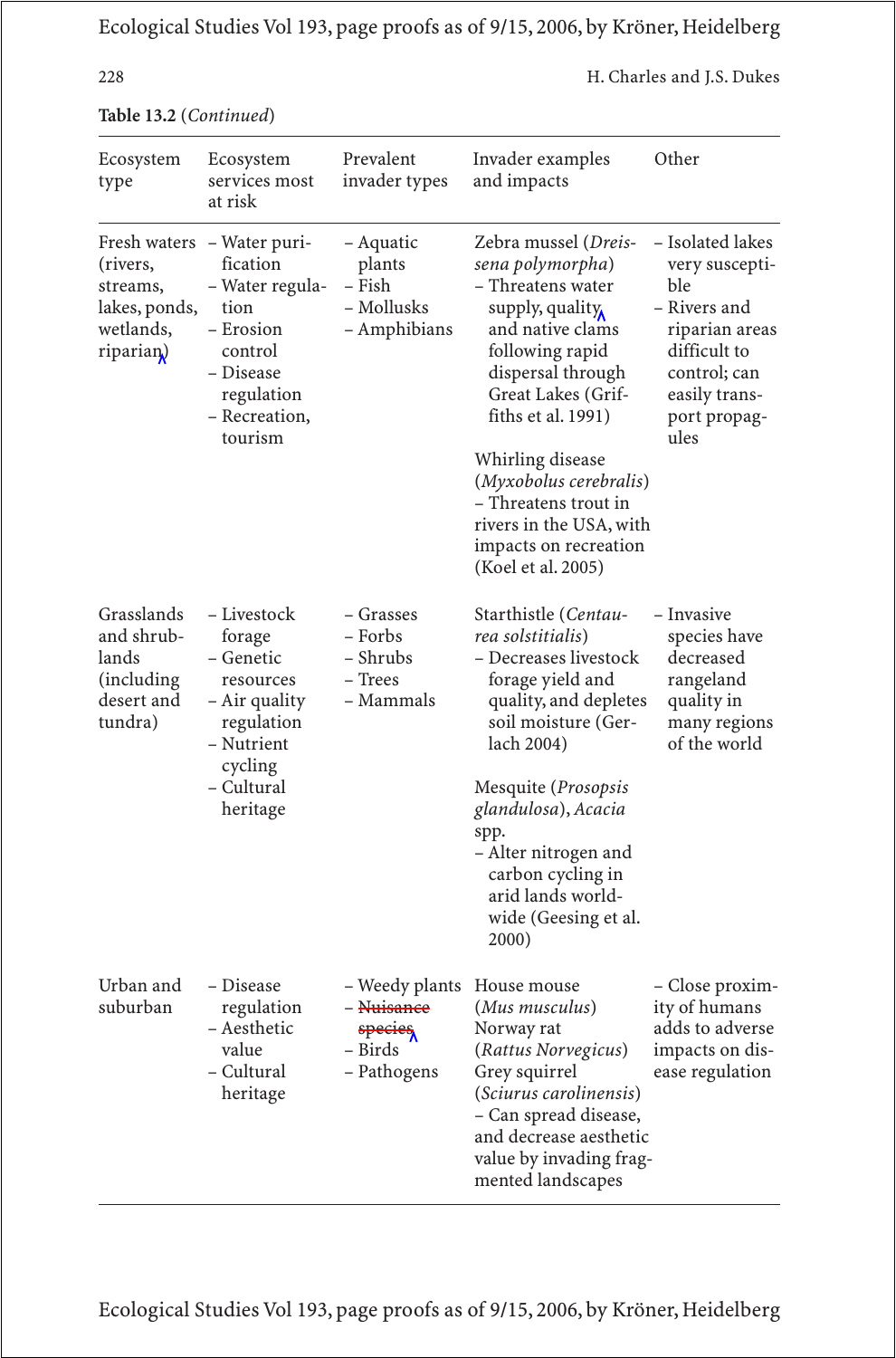**Table 13.2** (*Continued*)

| Ecosystem type | Ecosystem services most at risk | Prevalent invader types | Invader examples and impacts | Other |
|---|---|---|---|---|
| Fresh waters (rivers, streams, lakes, ponds, wetlands, riparian) | – Water purification<br>– Water regulation<br>– Erosion control<br>– Disease regulation<br>– Recreation, tourism | – Aquatic plants<br>– Fish<br>– Mollusks<br>– Amphibians | Zebra mussel (*Dreissena polymorpha*)<br>– Threatens water supply, quality and native clams following rapid dispersal through Great Lakes (Griffiths et al. 1991)<br><br>Whirling disease (*Myxobolus cerebralis*)<br>– Threatens trout in rivers in the USA, with impacts on recreation (Koel et al. 2005) | – Isolated lakes very susceptible<br>– Rivers and riparian areas difficult to control; can easily transport propagules |
| Grasslands and shrublands (including desert and tundra) | – Livestock forage<br>– Genetic resources<br>– Air quality regulation<br>– Nutrient cycling<br>– Cultural heritage | – Grasses<br>– Forbs<br>– Shrubs<br>– Trees<br>– Mammals | Starthistle (*Centaurea solstitialis*)<br>– Decreases livestock forage yield and quality, and depletes soil moisture (Gerlach 2004)<br><br>Mesquite (*Prosopsis glandulosa*), *Acacia* spp.<br>– Alter nitrogen and carbon cycling in arid lands worldwide (Geesing et al. 2000) | – Invasive species have decreased rangeland quality in many regions of the world |
| Urban and suburban | – Disease regulation<br>– Aesthetic value<br>– Cultural heritage | – Weedy plants<br>– ~~Nuisance species~~<br>– Birds<br>– Pathogens | House mouse (*Mus musculus*)<br>Norway rat (*Rattus Norvegicus*)<br>Grey squirrel (*Sciurus carolinensis*)<br>– Can spread disease, and decrease aesthetic value by invading fragmented landscapes | – Close proximity of humans adds to adverse impacts on disease regulation |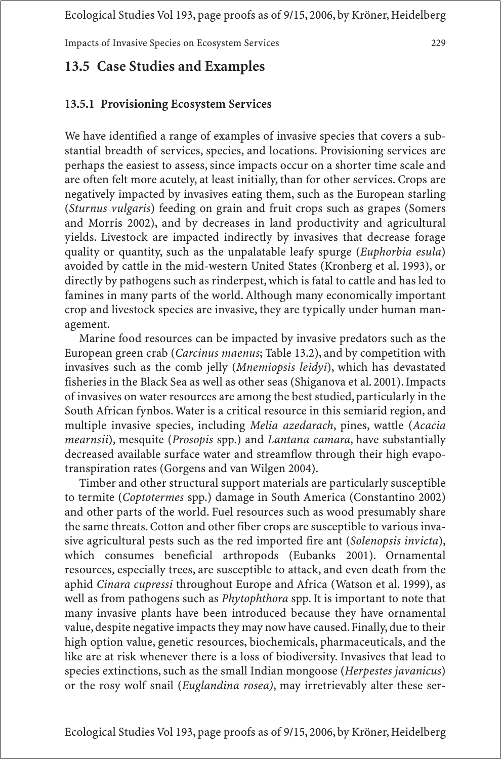## 13.5 Case Studies and Examples

### 13.5.1 Provisioning Ecosystem Services

We have identified a range of examples of invasive species that covers a substantial breadth of services, species, and locations. Provisioning services are perhaps the easiest to assess, since impacts occur on a shorter time scale and are often felt more acutely, at least initially, than for other services. Crops are negatively impacted by invasives eating them, such as the European starling (*Sturnus vulgaris*) feeding on grain and fruit crops such as grapes (Somers and Morris 2002), and by decreases in land productivity and agricultural yields. Livestock are impacted indirectly by invasives that decrease forage quality or quantity, such as the unpalatable leafy spurge (*Euphorbia esula*) avoided by cattle in the mid-western United States (Kronberg et al. 1993), or directly by pathogens such as rinderpest, which is fatal to cattle and has led to famines in many parts of the world. Although many economically important crop and livestock species are invasive, they are typically under human management.

Marine food resources can be impacted by invasive predators such as the European green crab (*Carcinus maenus*; Table 13.2), and by competition with invasives such as the comb jelly (*Mnemiopsis leidyi*), which has devastated fisheries in the Black Sea as well as other seas (Shiganova et al. 2001). Impacts of invasives on water resources are among the best studied, particularly in the South African fynbos. Water is a critical resource in this semiarid region, and multiple invasive species, including *Melia azedarach*, pines, wattle (*Acacia mearnsii*), mesquite (*Prosopis* spp.) and *Lantana camara*, have substantially decreased available surface water and streamflow through their high evapotranspiration rates (Gorgens and van Wilgen 2004).

Timber and other structural support materials are particularly susceptible to termite (*Coptotermes* spp.) damage in South America (Constantino 2002) and other parts of the world. Fuel resources such as wood presumably share the same threats. Cotton and other fiber crops are susceptible to various invasive agricultural pests such as the red imported fire ant (*Solenopsis invicta*), which consumes beneficial arthropods (Eubanks 2001). Ornamental resources, especially trees, are susceptible to attack, and even death from the aphid *Cinara cupressi* throughout Europe and Africa (Watson et al. 1999), as well as from pathogens such as *Phytophthora* spp. It is important to note that many invasive plants have been introduced because they have ornamental value, despite negative impacts they may now have caused. Finally, due to their high option value, genetic resources, biochemicals, pharmaceuticals, and the like are at risk whenever there is a loss of biodiversity. Invasives that lead to species extinctions, such as the small Indian mongoose (*Herpestes javanicus*) or the rosy wolf snail (*Euglandina rosea*), may irretrievably alter these ser-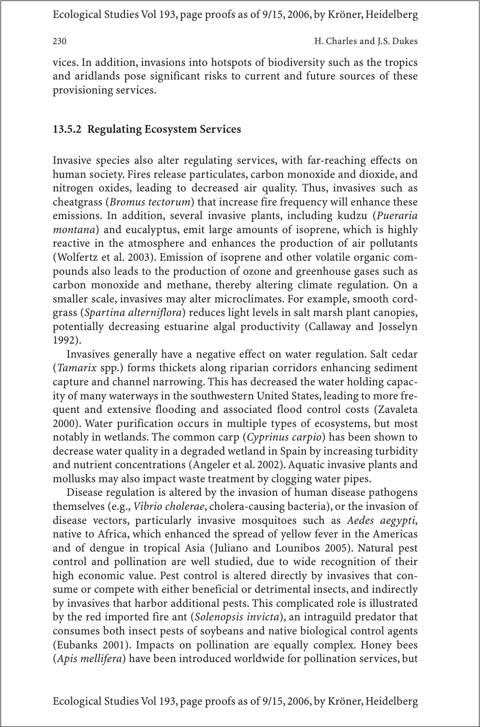vices. In addition, invasions into hotspots of biodiversity such as the tropics and aridlands pose significant risks to current and future sources of these provisioning services.

### 13.5.2 Regulating Ecosystem Services

Invasive species also alter regulating services, with far-reaching effects on human society. Fires release particulates, carbon monoxide and dioxide, and nitrogen oxides, leading to decreased air quality. Thus, invasives such as cheatgrass (*Bromus tectorum*) that increase fire frequency will enhance these emissions. In addition, several invasive plants, including kudzu (*Pueraria montana*) and eucalyptus, emit large amounts of isoprene, which is highly reactive in the atmosphere and enhances the production of air pollutants (Wolfertz et al. 2003). Emission of isoprene and other volatile organic compounds also leads to the production of ozone and greenhouse gases such as carbon monoxide and methane, thereby altering climate regulation. On a smaller scale, invasives may alter microclimates. For example, smooth cordgrass (*Spartina alterniflora*) reduces light levels in salt marsh plant canopies, potentially decreasing estuarine algal productivity (Callaway and Josselyn 1992).

Invasives generally have a negative effect on water regulation. Salt cedar (*Tamarix* spp.) forms thickets along riparian corridors enhancing sediment capture and channel narrowing. This has decreased the water holding capacity of many waterways in the southwestern United States, leading to more frequent and extensive flooding and associated flood control costs (Zavaleta 2000). Water purification occurs in multiple types of ecosystems, but most notably in wetlands. The common carp (*Cyprinus carpio*) has been shown to decrease water quality in a degraded wetland in Spain by increasing turbidity and nutrient concentrations (Angeler et al. 2002). Aquatic invasive plants and mollusks may also impact waste treatment by clogging water pipes.

Disease regulation is altered by the invasion of human disease pathogens themselves (e.g., *Vibrio cholerae*, cholera-causing bacteria), or the invasion of disease vectors, particularly invasive mosquitoes such as *Aedes aegypti*, native to Africa, which enhanced the spread of yellow fever in the Americas and of dengue in tropical Asia (Juliano and Lounibos 2005). Natural pest control and pollination are well studied, due to wide recognition of their high economic value. Pest control is altered directly by invasives that consume or compete with either beneficial or detrimental insects, and indirectly by invasives that harbor additional pests. This complicated role is illustrated by the red imported fire ant (*Solenopsis invicta*), an intraguild predator that consumes both insect pests of soybeans and native biological control agents (Eubanks 2001). Impacts on pollination are equally complex. Honey bees (*Apis mellifera*) have been introduced worldwide for pollination services, but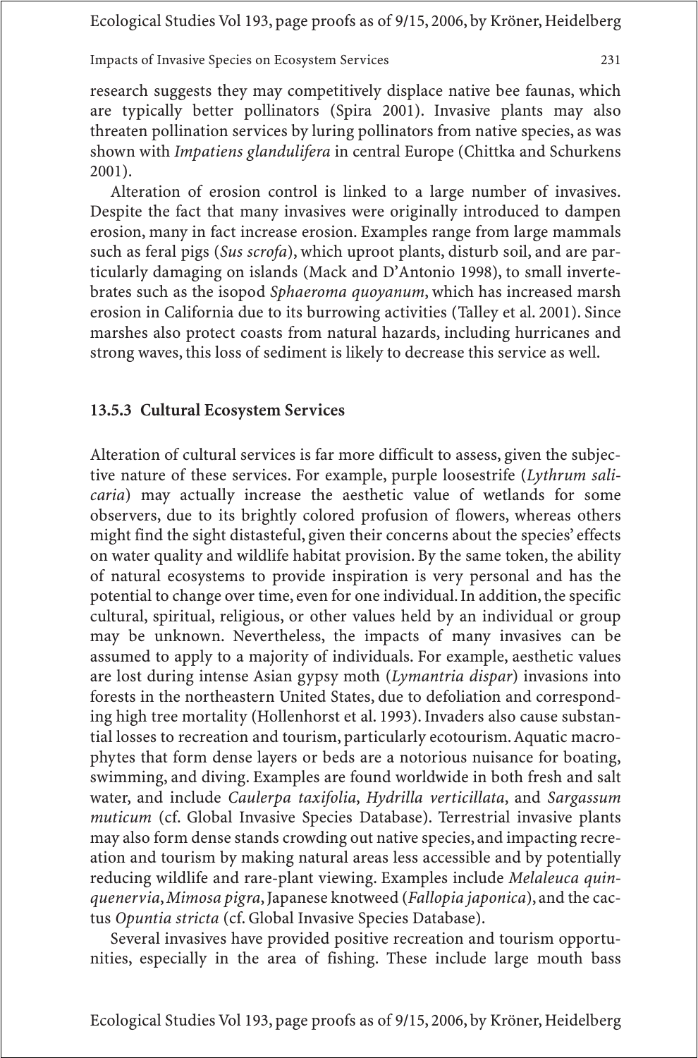research suggests they may competitively displace native bee faunas, which are typically better pollinators (Spira 2001). Invasive plants may also threaten pollination services by luring pollinators from native species, as was shown with *Impatiens glandulifera* in central Europe (Chittka and Schurkens 2001).

Alteration of erosion control is linked to a large number of invasives. Despite the fact that many invasives were originally introduced to dampen erosion, many in fact increase erosion. Examples range from large mammals such as feral pigs (*Sus scrofa*), which uproot plants, disturb soil, and are particularly damaging on islands (Mack and D'Antonio 1998), to small invertebrates such as the isopod *Sphaeroma quoyanum*, which has increased marsh erosion in California due to its burrowing activities (Talley et al. 2001). Since marshes also protect coasts from natural hazards, including hurricanes and strong waves, this loss of sediment is likely to decrease this service as well.

### 13.5.3 Cultural Ecosystem Services

Alteration of cultural services is far more difficult to assess, given the subjective nature of these services. For example, purple loosestrife (*Lythrum salicaria*) may actually increase the aesthetic value of wetlands for some observers, due to its brightly colored profusion of flowers, whereas others might find the sight distasteful, given their concerns about the species' effects on water quality and wildlife habitat provision. By the same token, the ability of natural ecosystems to provide inspiration is very personal and has the potential to change over time, even for one individual. In addition, the specific cultural, spiritual, religious, or other values held by an individual or group may be unknown. Nevertheless, the impacts of many invasives can be assumed to apply to a majority of individuals. For example, aesthetic values are lost during intense Asian gypsy moth (*Lymantria dispar*) invasions into forests in the northeastern United States, due to defoliation and corresponding high tree mortality (Hollenhorst et al. 1993). Invaders also cause substantial losses to recreation and tourism, particularly ecotourism. Aquatic macrophytes that form dense layers or beds are a notorious nuisance for boating, swimming, and diving. Examples are found worldwide in both fresh and salt water, and include *Caulerpa taxifolia*, *Hydrilla verticillata*, and *Sargassum muticum* (cf. Global Invasive Species Database). Terrestrial invasive plants may also form dense stands crowding out native species, and impacting recreation and tourism by making natural areas less accessible and by potentially reducing wildlife and rare-plant viewing. Examples include *Melaleuca quinquenervia*, *Mimosa pigra*, Japanese knotweed (*Fallopia japonica*), and the cactus *Opuntia stricta* (cf. Global Invasive Species Database).

Several invasives have provided positive recreation and tourism opportunities, especially in the area of fishing. These include large mouth bass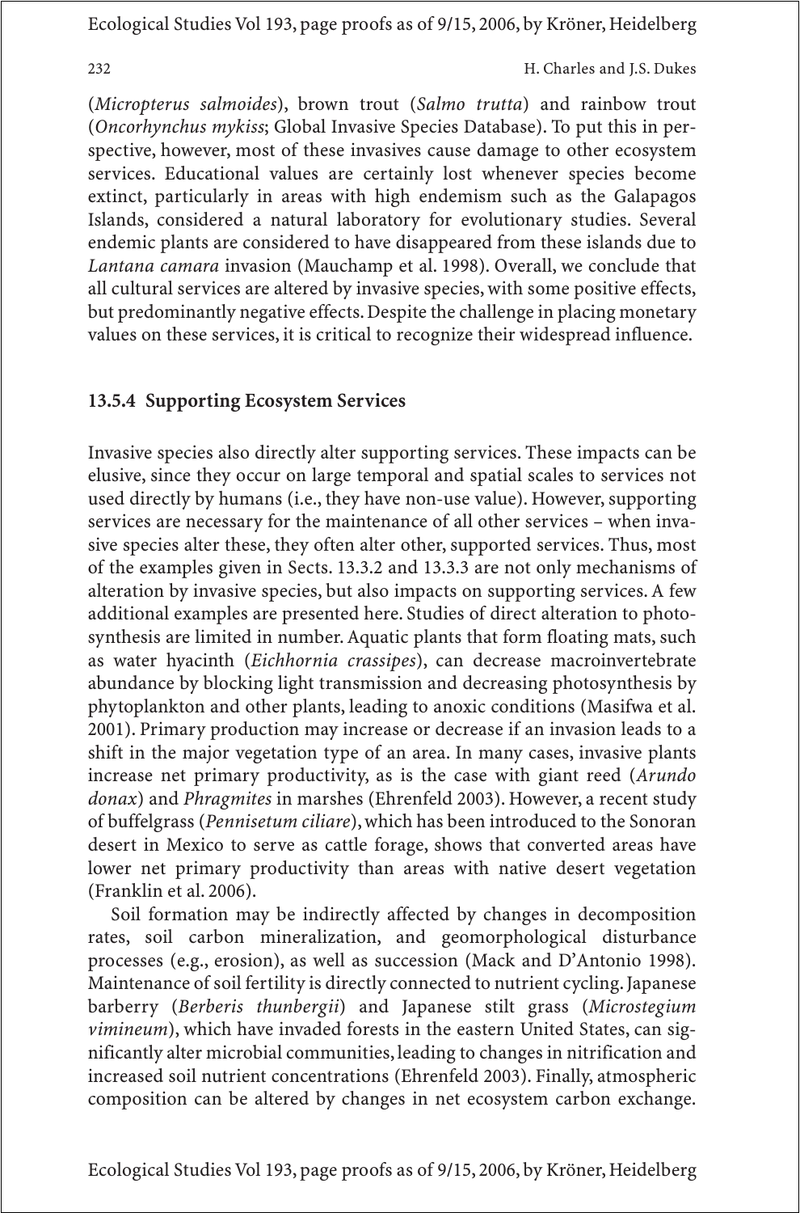(*Micropterus salmoides*), brown trout (*Salmo trutta*) and rainbow trout (*Oncorhynchus mykiss*; Global Invasive Species Database). To put this in perspective, however, most of these invasives cause damage to other ecosystem services. Educational values are certainly lost whenever species become extinct, particularly in areas with high endemism such as the Galapagos Islands, considered a natural laboratory for evolutionary studies. Several endemic plants are considered to have disappeared from these islands due to *Lantana camara* invasion (Mauchamp et al. 1998). Overall, we conclude that all cultural services are altered by invasive species, with some positive effects, but predominantly negative effects. Despite the challenge in placing monetary values on these services, it is critical to recognize their widespread influence.

### 13.5.4 Supporting Ecosystem Services

Invasive species also directly alter supporting services. These impacts can be elusive, since they occur on large temporal and spatial scales to services not used directly by humans (i.e., they have non-use value). However, supporting services are necessary for the maintenance of all other services – when invasive species alter these, they often alter other, supported services. Thus, most of the examples given in Sects. 13.3.2 and 13.3.3 are not only mechanisms of alteration by invasive species, but also impacts on supporting services. A few additional examples are presented here. Studies of direct alteration to photosynthesis are limited in number. Aquatic plants that form floating mats, such as water hyacinth (*Eichhornia crassipes*), can decrease macroinvertebrate abundance by blocking light transmission and decreasing photosynthesis by phytoplankton and other plants, leading to anoxic conditions (Masifwa et al. 2001). Primary production may increase or decrease if an invasion leads to a shift in the major vegetation type of an area. In many cases, invasive plants increase net primary productivity, as is the case with giant reed (*Arundo donax*) and *Phragmites* in marshes (Ehrenfeld 2003). However, a recent study of buffelgrass (*Pennisetum ciliare*), which has been introduced to the Sonoran desert in Mexico to serve as cattle forage, shows that converted areas have lower net primary productivity than areas with native desert vegetation (Franklin et al. 2006).

Soil formation may be indirectly affected by changes in decomposition rates, soil carbon mineralization, and geomorphological disturbance processes (e.g., erosion), as well as succession (Mack and D'Antonio 1998). Maintenance of soil fertility is directly connected to nutrient cycling. Japanese barberry (*Berberis thunbergii*) and Japanese stilt grass (*Microstegium vimineum*), which have invaded forests in the eastern United States, can significantly alter microbial communities, leading to changes in nitrification and increased soil nutrient concentrations (Ehrenfeld 2003). Finally, atmospheric composition can be altered by changes in net ecosystem carbon exchange.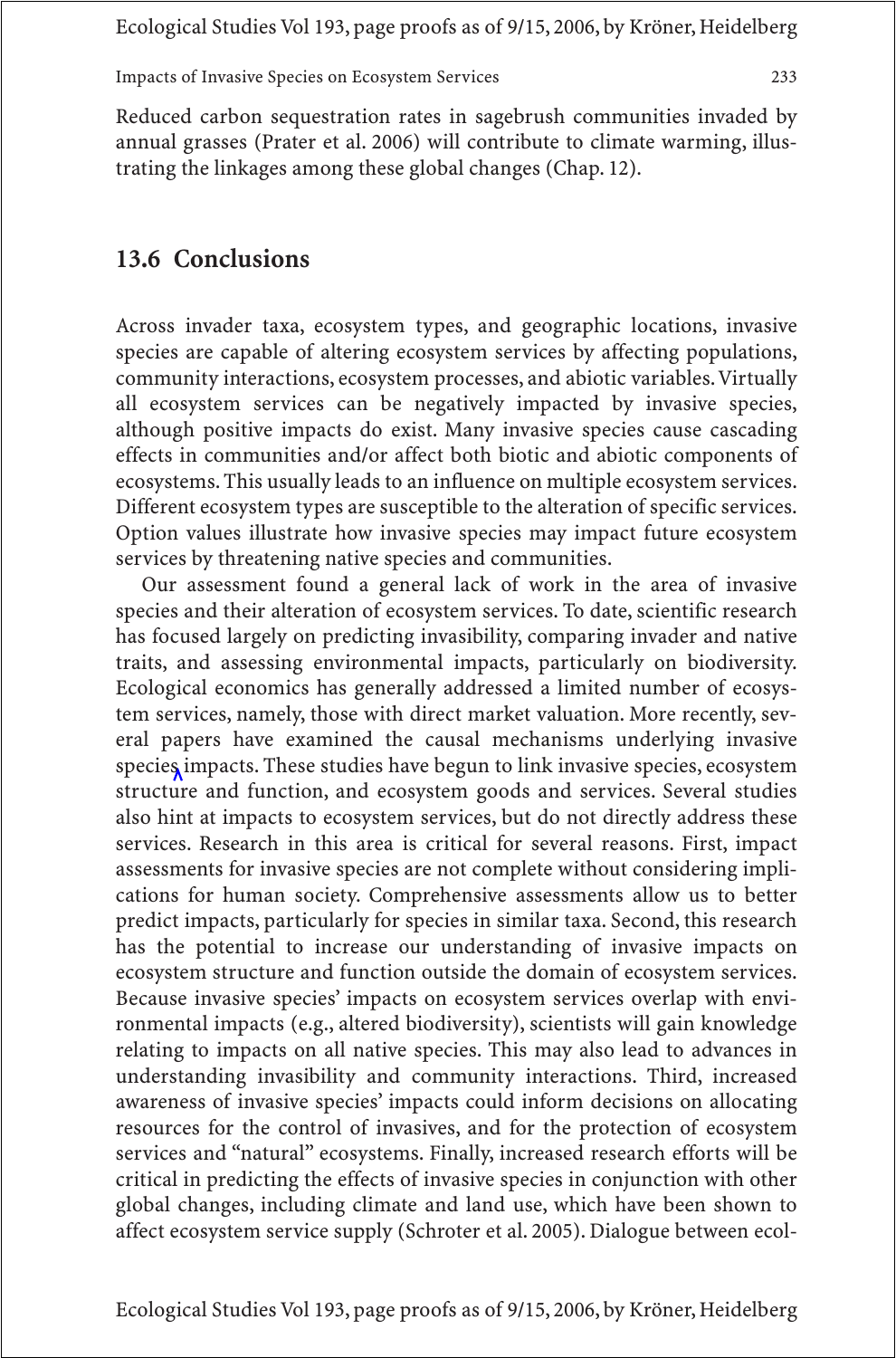Reduced carbon sequestration rates in sagebrush communities invaded by annual grasses (Prater et al. 2006) will contribute to climate warming, illustrating the linkages among these global changes (Chap. 12).

## 13.6 Conclusions

Across invader taxa, ecosystem types, and geographic locations, invasive species are capable of altering ecosystem services by affecting populations, community interactions, ecosystem processes, and abiotic variables. Virtually all ecosystem services can be negatively impacted by invasive species, although positive impacts do exist. Many invasive species cause cascading effects in communities and/or affect both biotic and abiotic components of ecosystems. This usually leads to an influence on multiple ecosystem services. Different ecosystem types are susceptible to the alteration of specific services. Option values illustrate how invasive species may impact future ecosystem services by threatening native species and communities.

Our assessment found a general lack of work in the area of invasive species and their alteration of ecosystem services. To date, scientific research has focused largely on predicting invasibility, comparing invader and native traits, and assessing environmental impacts, particularly on biodiversity. Ecological economics has generally addressed a limited number of ecosystem services, namely, those with direct market valuation. More recently, several papers have examined the causal mechanisms underlying invasive species impacts. These studies have begun to link invasive species, ecosystem structure and function, and ecosystem goods and services. Several studies also hint at impacts to ecosystem services, but do not directly address these services. Research in this area is critical for several reasons. First, impact assessments for invasive species are not complete without considering implications for human society. Comprehensive assessments allow us to better predict impacts, particularly for species in similar taxa. Second, this research has the potential to increase our understanding of invasive impacts on ecosystem structure and function outside the domain of ecosystem services. Because invasive species' impacts on ecosystem services overlap with environmental impacts (e.g., altered biodiversity), scientists will gain knowledge relating to impacts on all native species. This may also lead to advances in understanding invasibility and community interactions. Third, increased awareness of invasive species' impacts could inform decisions on allocating resources for the control of invasives, and for the protection of ecosystem services and "natural" ecosystems. Finally, increased research efforts will be critical in predicting the effects of invasive species in conjunction with other global changes, including climate and land use, which have been shown to affect ecosystem service supply (Schroter et al. 2005). Dialogue between ecol-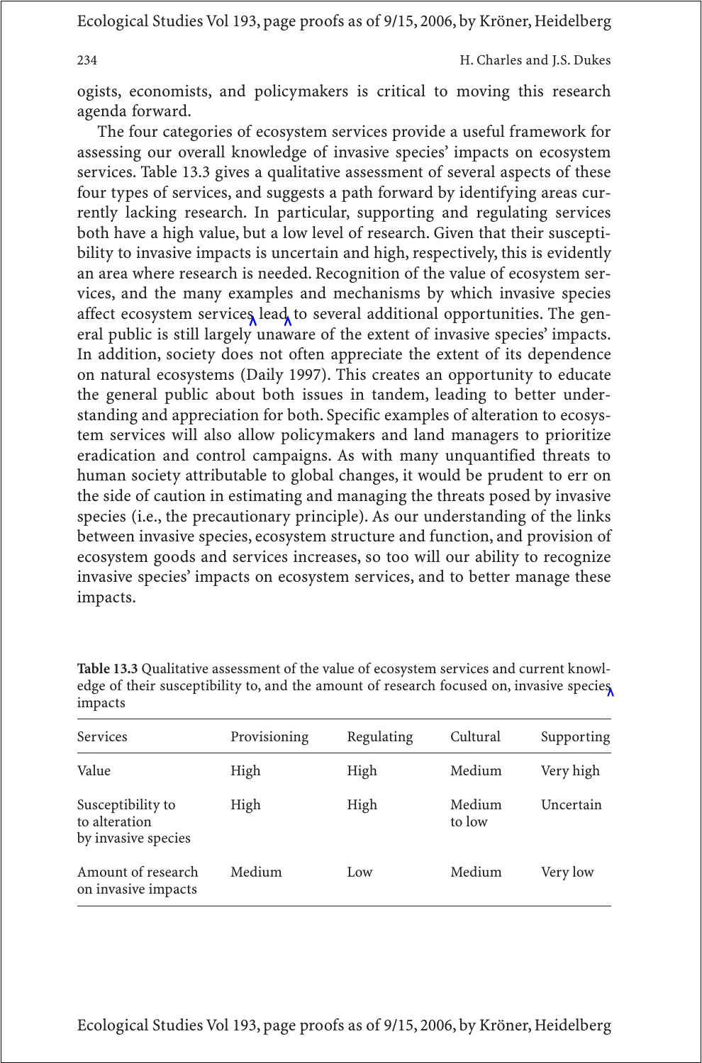ogists, economists, and policymakers is critical to moving this research agenda forward.

The four categories of ecosystem services provide a useful framework for assessing our overall knowledge of invasive species' impacts on ecosystem services. Table 13.3 gives a qualitative assessment of several aspects of these four types of services, and suggests a path forward by identifying areas currently lacking research. In particular, supporting and regulating services both have a high value, but a low level of research. Given that their susceptibility to invasive impacts is uncertain and high, respectively, this is evidently an area where research is needed. Recognition of the value of ecosystem services, and the many examples and mechanisms by which invasive species affect ecosystem services lead to several additional opportunities. The general public is still largely unaware of the extent of invasive species' impacts. In addition, society does not often appreciate the extent of its dependence on natural ecosystems (Daily 1997). This creates an opportunity to educate the general public about both issues in tandem, leading to better understanding and appreciation for both. Specific examples of alteration to ecosystem services will also allow policymakers and land managers to prioritize eradication and control campaigns. As with many unquantified threats to human society attributable to global changes, it would be prudent to err on the side of caution in estimating and managing the threats posed by invasive species (i.e., the precautionary principle). As our understanding of the links between invasive species, ecosystem structure and function, and provision of ecosystem goods and services increases, so too will our ability to recognize invasive species' impacts on ecosystem services, and to better manage these impacts.

**Table 13.3** Qualitative assessment of the value of ecosystem services and current knowledge of their susceptibility to, and the amount of research focused on, invasive species impacts

| Services | Provisioning | Regulating | Cultural | Supporting |
|---|---|---|---|---|
| Value | High | High | Medium | Very high |
| Susceptibility to to alteration by invasive species | High | High | Medium to low | Uncertain |
| Amount of research on invasive impacts | Medium | Low | Medium | Very low |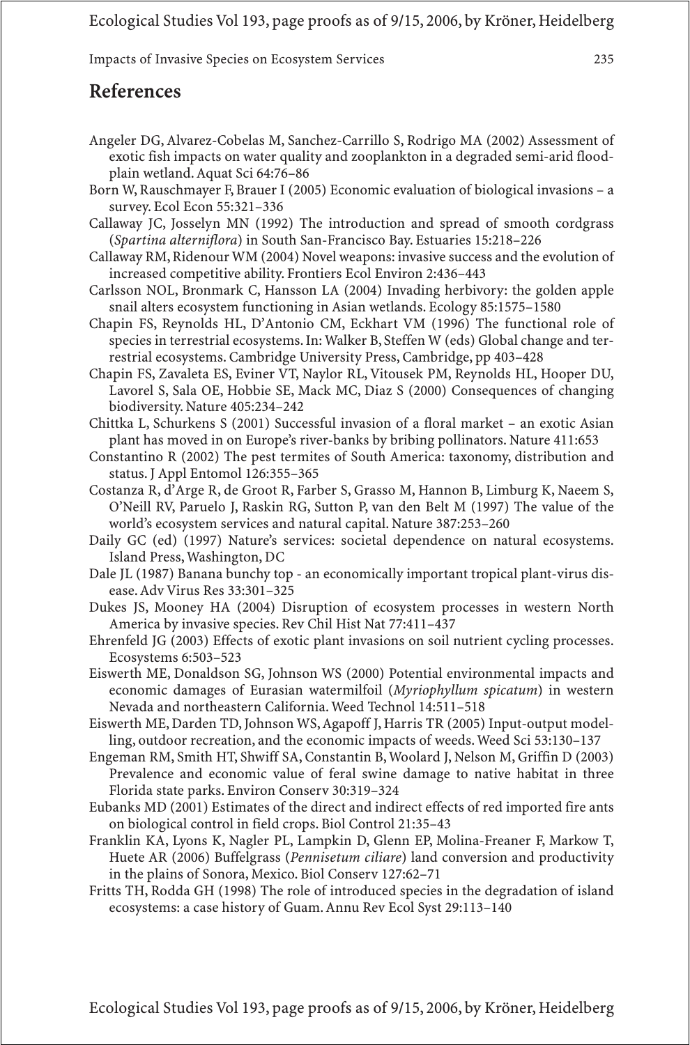## References

Angeler DG, Alvarez-Cobelas M, Sanchez-Carrillo S, Rodrigo MA (2002) Assessment of exotic fish impacts on water quality and zooplankton in a degraded semi-arid floodplain wetland. Aquat Sci 64:76–86

Born W, Rauschmayer F, Brauer I (2005) Economic evaluation of biological invasions – a survey. Ecol Econ 55:321–336

Callaway JC, Josselyn MN (1992) The introduction and spread of smooth cordgrass (*Spartina alterniflora*) in South San-Francisco Bay. Estuaries 15:218–226

Callaway RM, Ridenour WM (2004) Novel weapons: invasive success and the evolution of increased competitive ability. Frontiers Ecol Environ 2:436–443

Carlsson NOL, Bronmark C, Hansson LA (2004) Invading herbivory: the golden apple snail alters ecosystem functioning in Asian wetlands. Ecology 85:1575–1580

Chapin FS, Reynolds HL, D'Antonio CM, Eckhart VM (1996) The functional role of species in terrestrial ecosystems. In: Walker B, Steffen W (eds) Global change and terrestrial ecosystems. Cambridge University Press, Cambridge, pp 403–428

Chapin FS, Zavaleta ES, Eviner VT, Naylor RL, Vitousek PM, Reynolds HL, Hooper DU, Lavorel S, Sala OE, Hobbie SE, Mack MC, Diaz S (2000) Consequences of changing biodiversity. Nature 405:234–242

Chittka L, Schurkens S (2001) Successful invasion of a floral market – an exotic Asian plant has moved in on Europe's river-banks by bribing pollinators. Nature 411:653

Constantino R (2002) The pest termites of South America: taxonomy, distribution and status. J Appl Entomol 126:355–365

Costanza R, d'Arge R, de Groot R, Farber S, Grasso M, Hannon B, Limburg K, Naeem S, O'Neill RV, Paruelo J, Raskin RG, Sutton P, van den Belt M (1997) The value of the world's ecosystem services and natural capital. Nature 387:253–260

Daily GC (ed) (1997) Nature's services: societal dependence on natural ecosystems. Island Press, Washington, DC

Dale JL (1987) Banana bunchy top - an economically important tropical plant-virus disease. Adv Virus Res 33:301–325

Dukes JS, Mooney HA (2004) Disruption of ecosystem processes in western North America by invasive species. Rev Chil Hist Nat 77:411–437

Ehrenfeld JG (2003) Effects of exotic plant invasions on soil nutrient cycling processes. Ecosystems 6:503–523

Eiswerth ME, Donaldson SG, Johnson WS (2000) Potential environmental impacts and economic damages of Eurasian watermilfoil (*Myriophyllum spicatum*) in western Nevada and northeastern California. Weed Technol 14:511–518

Eiswerth ME, Darden TD, Johnson WS, Agapoff J, Harris TR (2005) Input-output modelling, outdoor recreation, and the economic impacts of weeds. Weed Sci 53:130–137

Engeman RM, Smith HT, Shwiff SA, Constantin B, Woolard J, Nelson M, Griffin D (2003) Prevalence and economic value of feral swine damage to native habitat in three Florida state parks. Environ Conserv 30:319–324

Eubanks MD (2001) Estimates of the direct and indirect effects of red imported fire ants on biological control in field crops. Biol Control 21:35–43

Franklin KA, Lyons K, Nagler PL, Lampkin D, Glenn EP, Molina-Freaner F, Markow T, Huete AR (2006) Buffelgrass (*Pennisetum ciliare*) land conversion and productivity in the plains of Sonora, Mexico. Biol Conserv 127:62–71

Fritts TH, Rodda GH (1998) The role of introduced species in the degradation of island ecosystems: a case history of Guam. Annu Rev Ecol Syst 29:113–140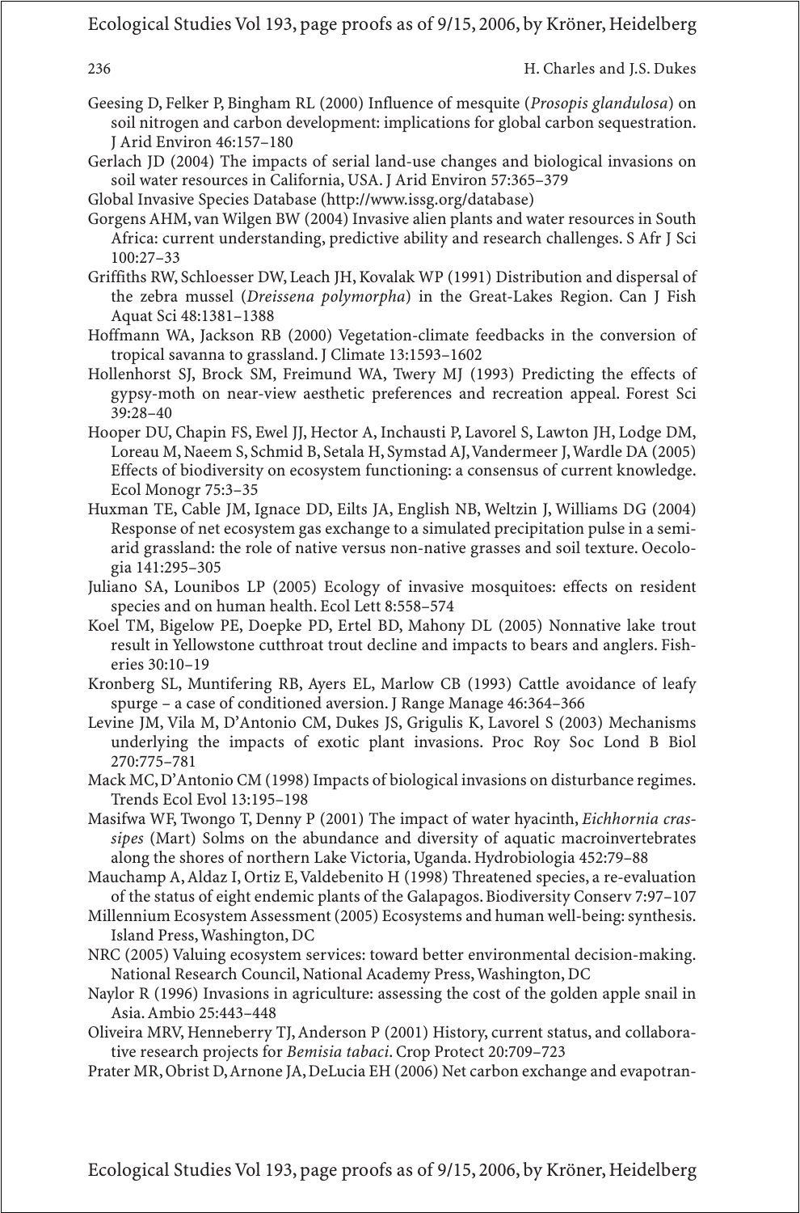Geesing D, Felker P, Bingham RL (2000) Influence of mesquite (*Prosopis glandulosa*) on soil nitrogen and carbon development: implications for global carbon sequestration. J Arid Environ 46:157–180

Gerlach JD (2004) The impacts of serial land-use changes and biological invasions on soil water resources in California, USA. J Arid Environ 57:365–379

Global Invasive Species Database (http://www.issg.org/database)

Gorgens AHM, van Wilgen BW (2004) Invasive alien plants and water resources in South Africa: current understanding, predictive ability and research challenges. S Afr J Sci 100:27–33

Griffiths RW, Schloesser DW, Leach JH, Kovalak WP (1991) Distribution and dispersal of the zebra mussel (*Dreissena polymorpha*) in the Great-Lakes Region. Can J Fish Aquat Sci 48:1381–1388

Hoffmann WA, Jackson RB (2000) Vegetation-climate feedbacks in the conversion of tropical savanna to grassland. J Climate 13:1593–1602

Hollenhorst SJ, Brock SM, Freimund WA, Twery MJ (1993) Predicting the effects of gypsy-moth on near-view aesthetic preferences and recreation appeal. Forest Sci 39:28–40

Hooper DU, Chapin FS, Ewel JJ, Hector A, Inchausti P, Lavorel S, Lawton JH, Lodge DM, Loreau M, Naeem S, Schmid B, Setala H, Symstad AJ, Vandermeer J, Wardle DA (2005) Effects of biodiversity on ecosystem functioning: a consensus of current knowledge. Ecol Monogr 75:3–35

Huxman TE, Cable JM, Ignace DD, Eilts JA, English NB, Weltzin J, Williams DG (2004) Response of net ecosystem gas exchange to a simulated precipitation pulse in a semi-arid grassland: the role of native versus non-native grasses and soil texture. Oecologia 141:295–305

Juliano SA, Lounibos LP (2005) Ecology of invasive mosquitoes: effects on resident species and on human health. Ecol Lett 8:558–574

Koel TM, Bigelow PE, Doepke PD, Ertel BD, Mahony DL (2005) Nonnative lake trout result in Yellowstone cutthroat trout decline and impacts to bears and anglers. Fisheries 30:10–19

Kronberg SL, Muntifering RB, Ayers EL, Marlow CB (1993) Cattle avoidance of leafy spurge – a case of conditioned aversion. J Range Manage 46:364–366

Levine JM, Vila M, D'Antonio CM, Dukes JS, Grigulis K, Lavorel S (2003) Mechanisms underlying the impacts of exotic plant invasions. Proc Roy Soc Lond B Biol 270:775–781

Mack MC, D'Antonio CM (1998) Impacts of biological invasions on disturbance regimes. Trends Ecol Evol 13:195–198

Masifwa WF, Twongo T, Denny P (2001) The impact of water hyacinth, *Eichhornia crassipes* (Mart) Solms on the abundance and diversity of aquatic macroinvertebrates along the shores of northern Lake Victoria, Uganda. Hydrobiologia 452:79–88

Mauchamp A, Aldaz I, Ortiz E, Valdebenito H (1998) Threatened species, a re-evaluation of the status of eight endemic plants of the Galapagos. Biodiversity Conserv 7:97–107

Millennium Ecosystem Assessment (2005) Ecosystems and human well-being: synthesis. Island Press, Washington, DC

NRC (2005) Valuing ecosystem services: toward better environmental decision-making. National Research Council, National Academy Press, Washington, DC

Naylor R (1996) Invasions in agriculture: assessing the cost of the golden apple snail in Asia. Ambio 25:443–448

Oliveira MRV, Henneberry TJ, Anderson P (2001) History, current status, and collaborative research projects for *Bemisia tabaci*. Crop Protect 20:709–723

Prater MR, Obrist D, Arnone JA, DeLucia EH (2006) Net carbon exchange and evapotran-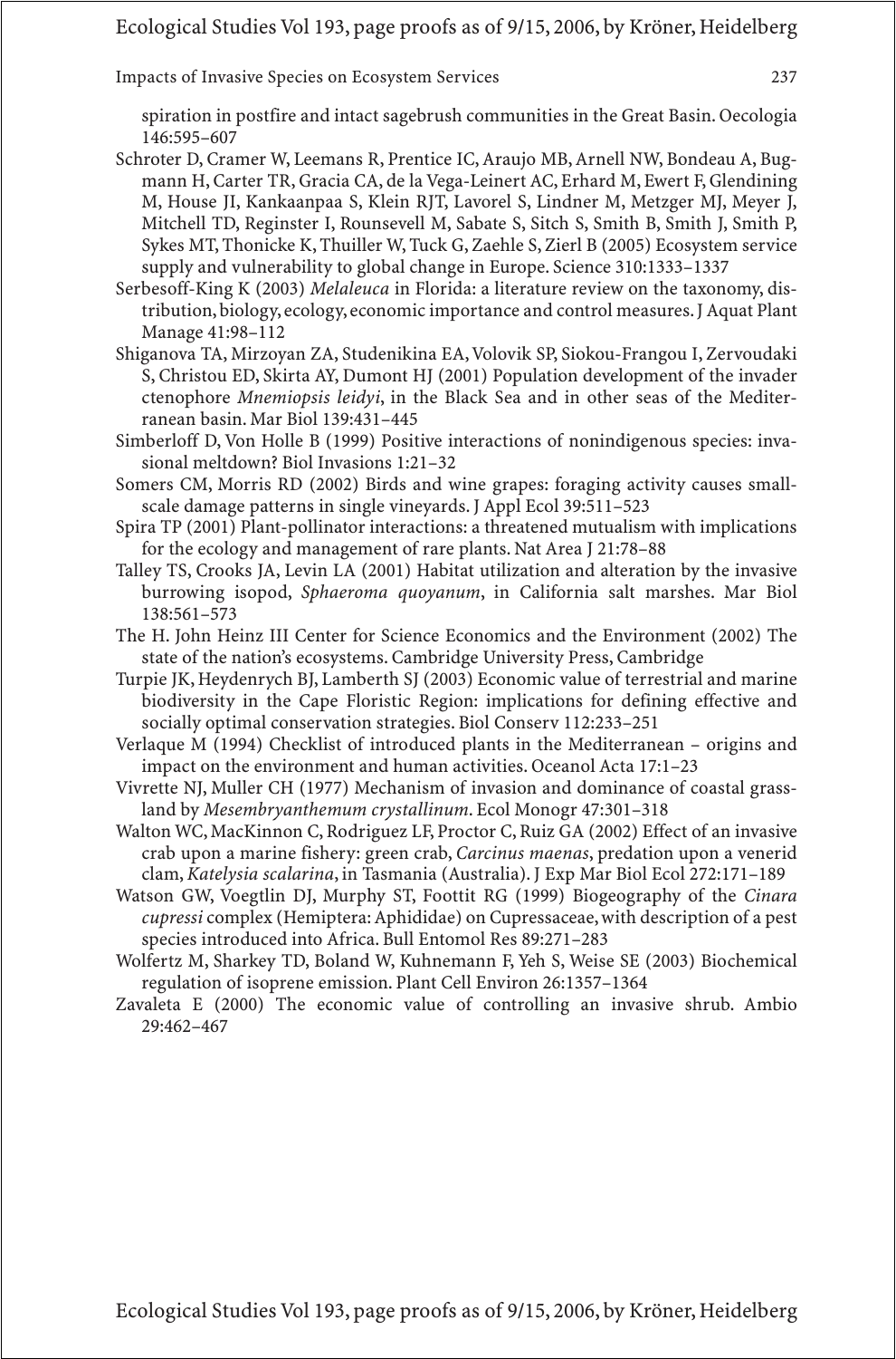spiration in postfire and intact sagebrush communities in the Great Basin. Oecologia 146:595–607

Schroter D, Cramer W, Leemans R, Prentice IC, Araujo MB, Arnell NW, Bondeau A, Bugmann H, Carter TR, Gracia CA, de la Vega-Leinert AC, Erhard M, Ewert F, Glendining M, House JI, Kankaanpaa S, Klein RJT, Lavorel S, Lindner M, Metzger MJ, Meyer J, Mitchell TD, Reginster I, Rounsevell M, Sabate S, Sitch S, Smith B, Smith J, Smith P, Sykes MT, Thonicke K, Thuiller W, Tuck G, Zaehle S, Zierl B (2005) Ecosystem service supply and vulnerability to global change in Europe. Science 310:1333–1337

Serbesoff-King K (2003) *Melaleuca* in Florida: a literature review on the taxonomy, distribution, biology, ecology, economic importance and control measures. J Aquat Plant Manage 41:98–112

Shiganova TA, Mirzoyan ZA, Studenikina EA, Volovik SP, Siokou-Frangou I, Zervoudaki S, Christou ED, Skirta AY, Dumont HJ (2001) Population development of the invader ctenophore *Mnemiopsis leidyi*, in the Black Sea and in other seas of the Mediterranean basin. Mar Biol 139:431–445

Simberloff D, Von Holle B (1999) Positive interactions of nonindigenous species: invasional meltdown? Biol Invasions 1:21–32

Somers CM, Morris RD (2002) Birds and wine grapes: foraging activity causes small-scale damage patterns in single vineyards. J Appl Ecol 39:511–523

Spira TP (2001) Plant-pollinator interactions: a threatened mutualism with implications for the ecology and management of rare plants. Nat Area J 21:78–88

Talley TS, Crooks JA, Levin LA (2001) Habitat utilization and alteration by the invasive burrowing isopod, *Sphaeroma quoyanum*, in California salt marshes. Mar Biol 138:561–573

The H. John Heinz III Center for Science Economics and the Environment (2002) The state of the nation's ecosystems. Cambridge University Press, Cambridge

Turpie JK, Heydenrych BJ, Lamberth SJ (2003) Economic value of terrestrial and marine biodiversity in the Cape Floristic Region: implications for defining effective and socially optimal conservation strategies. Biol Conserv 112:233–251

Verlaque M (1994) Checklist of introduced plants in the Mediterranean – origins and impact on the environment and human activities. Oceanol Acta 17:1–23

Vivrette NJ, Muller CH (1977) Mechanism of invasion and dominance of coastal grassland by *Mesembryanthemum crystallinum*. Ecol Monogr 47:301–318

Walton WC, MacKinnon C, Rodriguez LF, Proctor C, Ruiz GA (2002) Effect of an invasive crab upon a marine fishery: green crab, *Carcinus maenas*, predation upon a venerid clam, *Katelysia scalarina*, in Tasmania (Australia). J Exp Mar Biol Ecol 272:171–189

Watson GW, Voegtlin DJ, Murphy ST, Foottit RG (1999) Biogeography of the *Cinara cupressi* complex (Hemiptera: Aphididae) on Cupressaceae, with description of a pest species introduced into Africa. Bull Entomol Res 89:271–283

Wolfertz M, Sharkey TD, Boland W, Kuhnemann F, Yeh S, Weise SE (2003) Biochemical regulation of isoprene emission. Plant Cell Environ 26:1357–1364

Zavaleta E (2000) The economic value of controlling an invasive shrub. Ambio 29:462–467